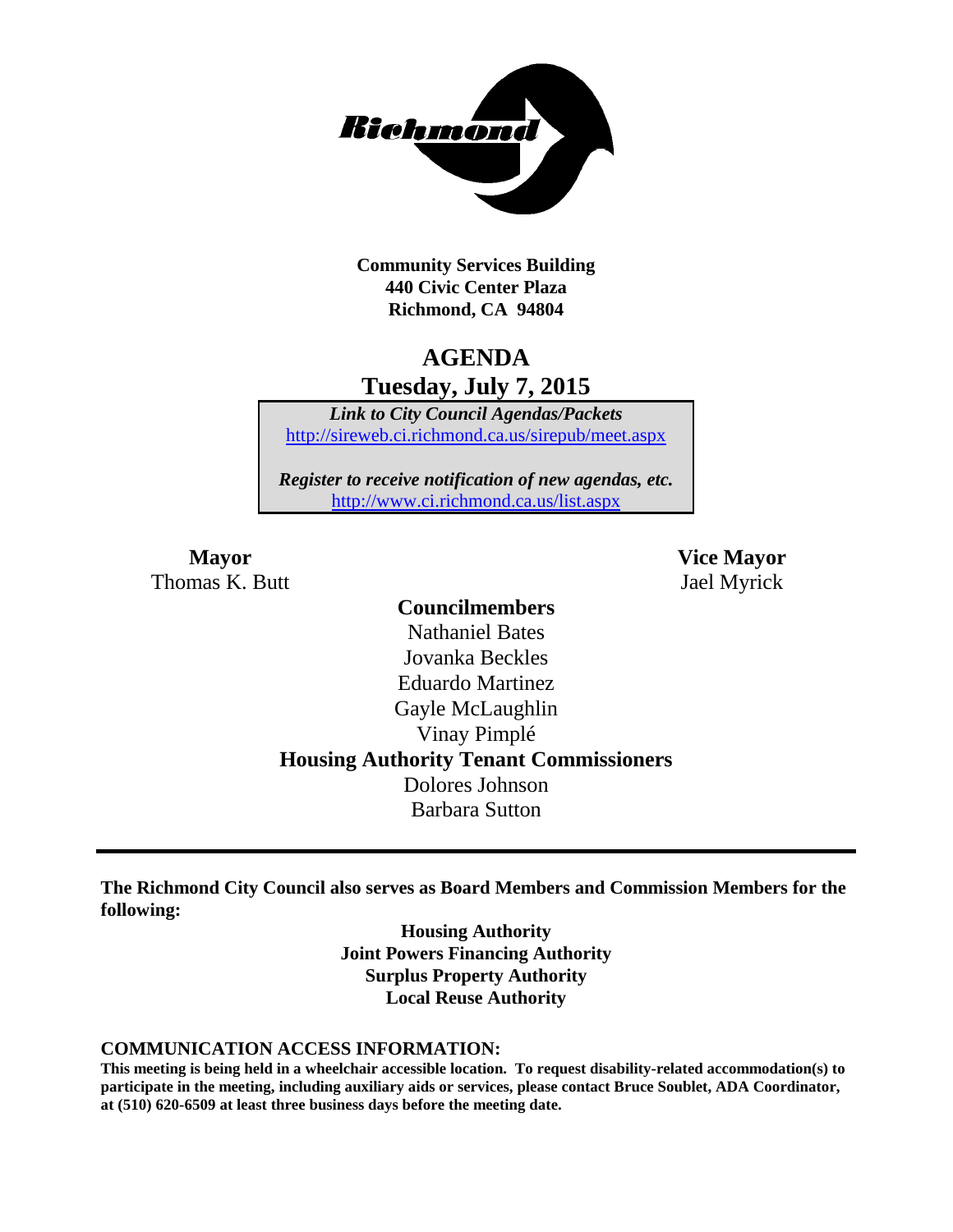**Community Services Building**
**440 Civic Center Plaza**
**Richmond, CA 94804**

# AGENDA
## Tuesday, July 7, 2015

***Link to City Council Agendas/Packets***
http://sireweb.ci.richmond.ca.us/sirepub/meet.aspx

***Register to receive notification of new agendas, etc.***
http://www.ci.richmond.ca.us/list.aspx

**Mayor**
Thomas K. Butt

**Vice Mayor**
Jael Myrick

**Councilmembers**
Nathaniel Bates
Jovanka Beckles
Eduardo Martinez
Gayle McLaughlin
Vinay Pimplé

**Housing Authority Tenant Commissioners**
Dolores Johnson
Barbara Sutton

---

**The Richmond City Council also serves as Board Members and Commission Members for the following:**

**Housing Authority**
**Joint Powers Financing Authority**
**Surplus Property Authority**
**Local Reuse Authority**

**COMMUNICATION ACCESS INFORMATION:**
**This meeting is being held in a wheelchair accessible location. To request disability-related accommodation(s) to participate in the meeting, including auxiliary aids or services, please contact Bruce Soublet, ADA Coordinator, at (510) 620-6509 at least three business days before the meeting date.**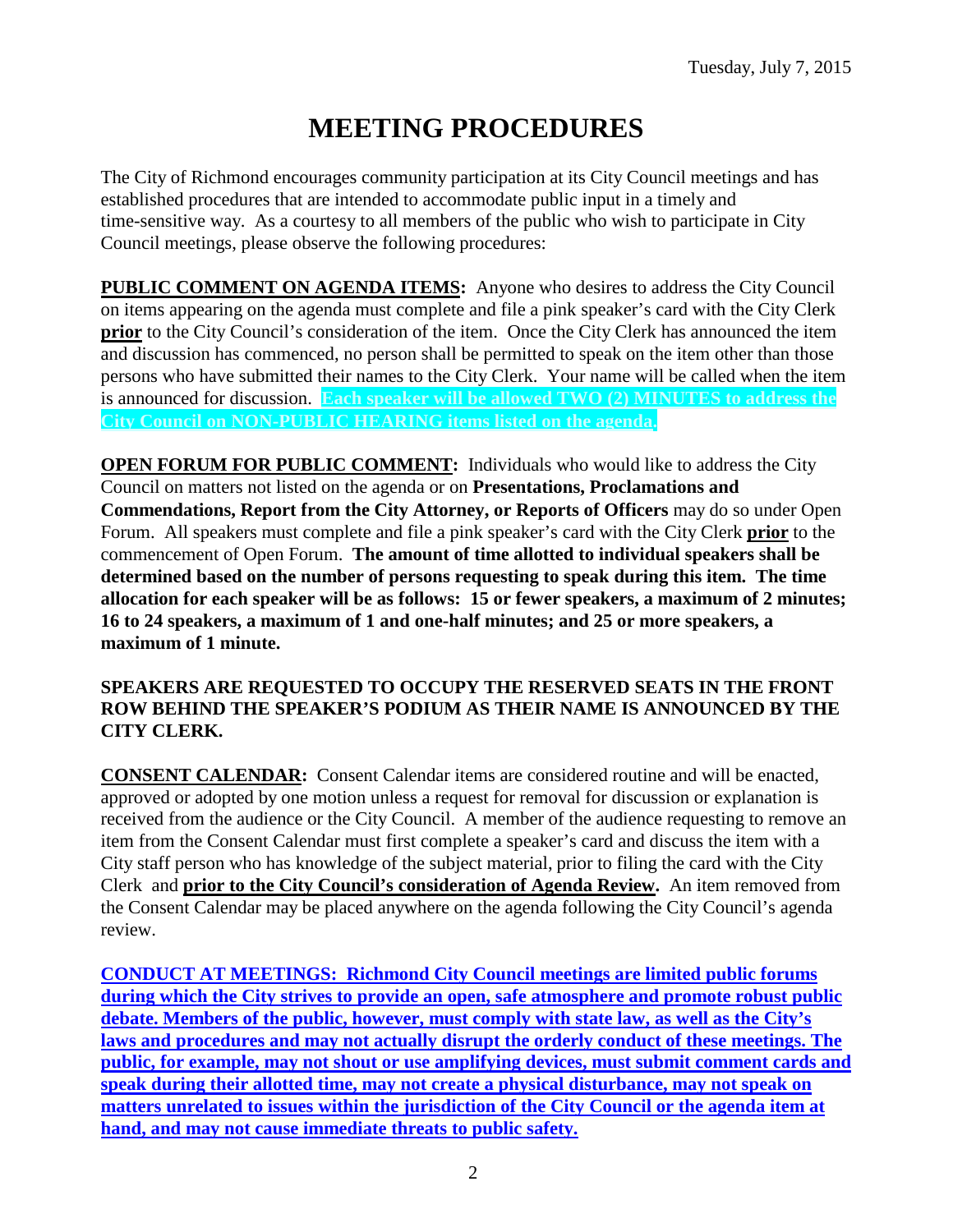Tuesday, July 7, 2015

# MEETING PROCEDURES

The City of Richmond encourages community participation at its City Council meetings and has established procedures that are intended to accommodate public input in a timely and time-sensitive way. As a courtesy to all members of the public who wish to participate in City Council meetings, please observe the following procedures:

**PUBLIC COMMENT ON AGENDA ITEMS:** Anyone who desires to address the City Council on items appearing on the agenda must complete and file a pink speaker's card with the City Clerk **prior** to the City Council's consideration of the item. Once the City Clerk has announced the item and discussion has commenced, no person shall be permitted to speak on the item other than those persons who have submitted their names to the City Clerk. Your name will be called when the item is announced for discussion. **Each speaker will be allowed TWO (2) MINUTES to address the City Council on NON-PUBLIC HEARING items listed on the agenda.**

**OPEN FORUM FOR PUBLIC COMMENT:** Individuals who would like to address the City Council on matters not listed on the agenda or on **Presentations, Proclamations and Commendations, Report from the City Attorney, or Reports of Officers** may do so under Open Forum. All speakers must complete and file a pink speaker's card with the City Clerk **prior** to the commencement of Open Forum. **The amount of time allotted to individual speakers shall be determined based on the number of persons requesting to speak during this item. The time allocation for each speaker will be as follows: 15 or fewer speakers, a maximum of 2 minutes; 16 to 24 speakers, a maximum of 1 and one-half minutes; and 25 or more speakers, a maximum of 1 minute.**

**SPEAKERS ARE REQUESTED TO OCCUPY THE RESERVED SEATS IN THE FRONT ROW BEHIND THE SPEAKER'S PODIUM AS THEIR NAME IS ANNOUNCED BY THE CITY CLERK.**

**CONSENT CALENDAR:** Consent Calendar items are considered routine and will be enacted, approved or adopted by one motion unless a request for removal for discussion or explanation is received from the audience or the City Council. A member of the audience requesting to remove an item from the Consent Calendar must first complete a speaker's card and discuss the item with a City staff person who has knowledge of the subject material, prior to filing the card with the City Clerk and **prior to the City Council's consideration of Agenda Review.** An item removed from the Consent Calendar may be placed anywhere on the agenda following the City Council's agenda review.

**CONDUCT AT MEETINGS: Richmond City Council meetings are limited public forums during which the City strives to provide an open, safe atmosphere and promote robust public debate. Members of the public, however, must comply with state law, as well as the City's laws and procedures and may not actually disrupt the orderly conduct of these meetings. The public, for example, may not shout or use amplifying devices, must submit comment cards and speak during their allotted time, may not create a physical disturbance, may not speak on matters unrelated to issues within the jurisdiction of the City Council or the agenda item at hand, and may not cause immediate threats to public safety.**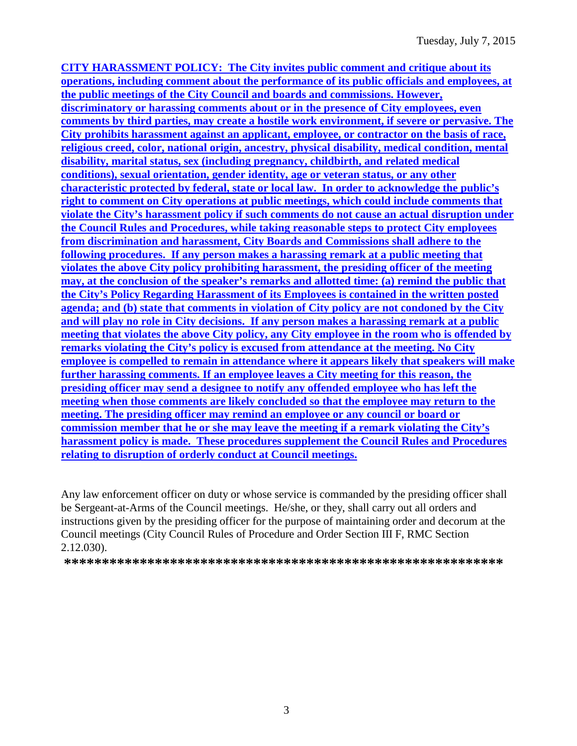**CITY HARASSMENT POLICY: The City invites public comment and critique about its operations, including comment about the performance of its public officials and employees, at the public meetings of the City Council and boards and commissions. However, discriminatory or harassing comments about or in the presence of City employees, even comments by third parties, may create a hostile work environment, if severe or pervasive. The City prohibits harassment against an applicant, employee, or contractor on the basis of race, religious creed, color, national origin, ancestry, physical disability, medical condition, mental disability, marital status, sex (including pregnancy, childbirth, and related medical conditions), sexual orientation, gender identity, age or veteran status, or any other characteristic protected by federal, state or local law. In order to acknowledge the public's right to comment on City operations at public meetings, which could include comments that violate the City's harassment policy if such comments do not cause an actual disruption under the Council Rules and Procedures, while taking reasonable steps to protect City employees from discrimination and harassment, City Boards and Commissions shall adhere to the following procedures. If any person makes a harassing remark at a public meeting that violates the above City policy prohibiting harassment, the presiding officer of the meeting may, at the conclusion of the speaker's remarks and allotted time: (a) remind the public that the City's Policy Regarding Harassment of its Employees is contained in the written posted agenda; and (b) state that comments in violation of City policy are not condoned by the City and will play no role in City decisions. If any person makes a harassing remark at a public meeting that violates the above City policy, any City employee in the room who is offended by remarks violating the City's policy is excused from attendance at the meeting. No City employee is compelled to remain in attendance where it appears likely that speakers will make further harassing comments. If an employee leaves a City meeting for this reason, the presiding officer may send a designee to notify any offended employee who has left the meeting when those comments are likely concluded so that the employee may return to the meeting. The presiding officer may remind an employee or any council or board or commission member that he or she may leave the meeting if a remark violating the City's harassment policy is made. These procedures supplement the Council Rules and Procedures relating to disruption of orderly conduct at Council meetings.**

Any law enforcement officer on duty or whose service is commanded by the presiding officer shall be Sergeant-at-Arms of the Council meetings. He/she, or they, shall carry out all orders and instructions given by the presiding officer for the purpose of maintaining order and decorum at the Council meetings (City Council Rules of Procedure and Order Section III F, RMC Section 2.12.030).

**\*\*\*\*\*\*\*\*\*\*\*\*\*\*\*\*\*\*\*\*\*\*\*\*\*\*\*\*\*\*\*\*\*\*\*\*\*\*\*\*\*\*\*\*\*\*\*\*\*\*\*\*\*\*\*\*\*\*\*\*\***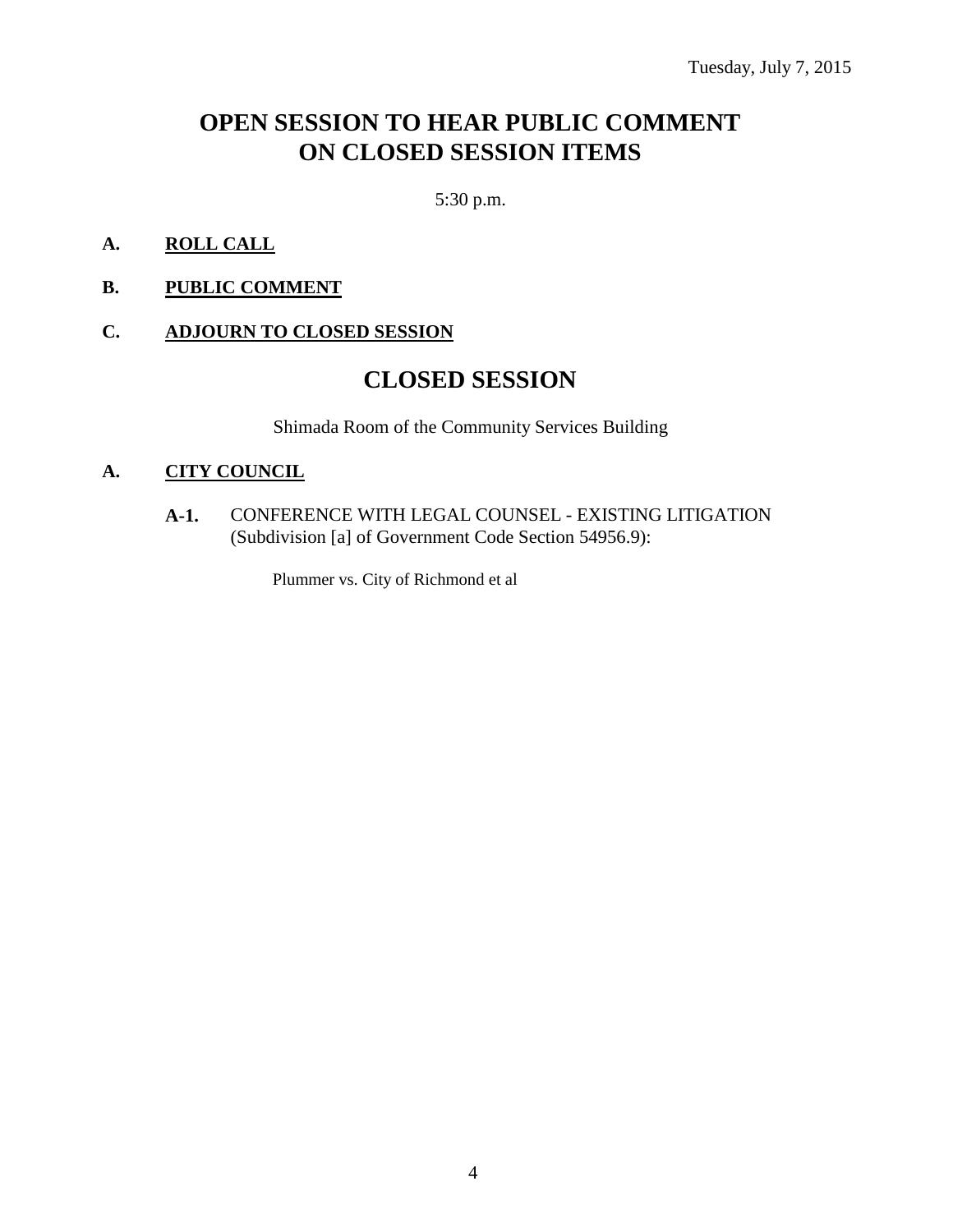Tuesday, July 7, 2015

# OPEN SESSION TO HEAR PUBLIC COMMENT ON CLOSED SESSION ITEMS

5:30 p.m.

**A. ROLL CALL**

**B. PUBLIC COMMENT**

**C. ADJOURN TO CLOSED SESSION**

# CLOSED SESSION

Shimada Room of the Community Services Building

**A. CITY COUNCIL**

**A-1.** CONFERENCE WITH LEGAL COUNSEL - EXISTING LITIGATION (Subdivision [a] of Government Code Section 54956.9):

Plummer vs. City of Richmond et al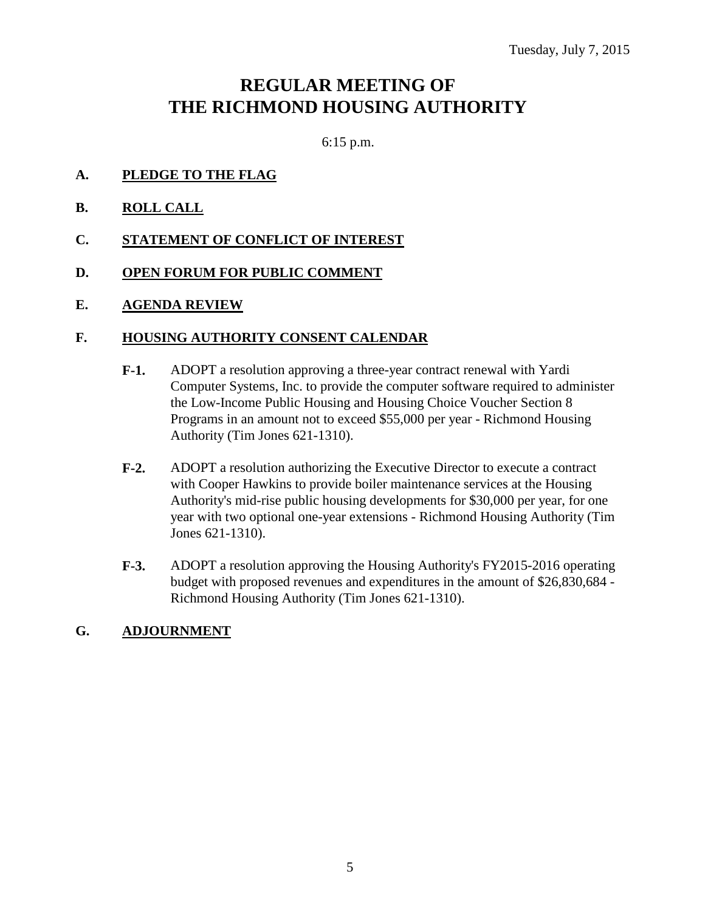Tuesday, July 7, 2015

# REGULAR MEETING OF THE RICHMOND HOUSING AUTHORITY

6:15 p.m.

**A. PLEDGE TO THE FLAG**

**B. ROLL CALL**

**C. STATEMENT OF CONFLICT OF INTEREST**

**D. OPEN FORUM FOR PUBLIC COMMENT**

**E. AGENDA REVIEW**

**F. HOUSING AUTHORITY CONSENT CALENDAR**

**F-1.** ADOPT a resolution approving a three-year contract renewal with Yardi Computer Systems, Inc. to provide the computer software required to administer the Low-Income Public Housing and Housing Choice Voucher Section 8 Programs in an amount not to exceed $55,000 per year - Richmond Housing Authority (Tim Jones 621-1310).

**F-2.** ADOPT a resolution authorizing the Executive Director to execute a contract with Cooper Hawkins to provide boiler maintenance services at the Housing Authority's mid-rise public housing developments for $30,000 per year, for one year with two optional one-year extensions - Richmond Housing Authority (Tim Jones 621-1310).

**F-3.** ADOPT a resolution approving the Housing Authority's FY2015-2016 operating budget with proposed revenues and expenditures in the amount of $26,830,684 - Richmond Housing Authority (Tim Jones 621-1310).

**G. ADJOURNMENT**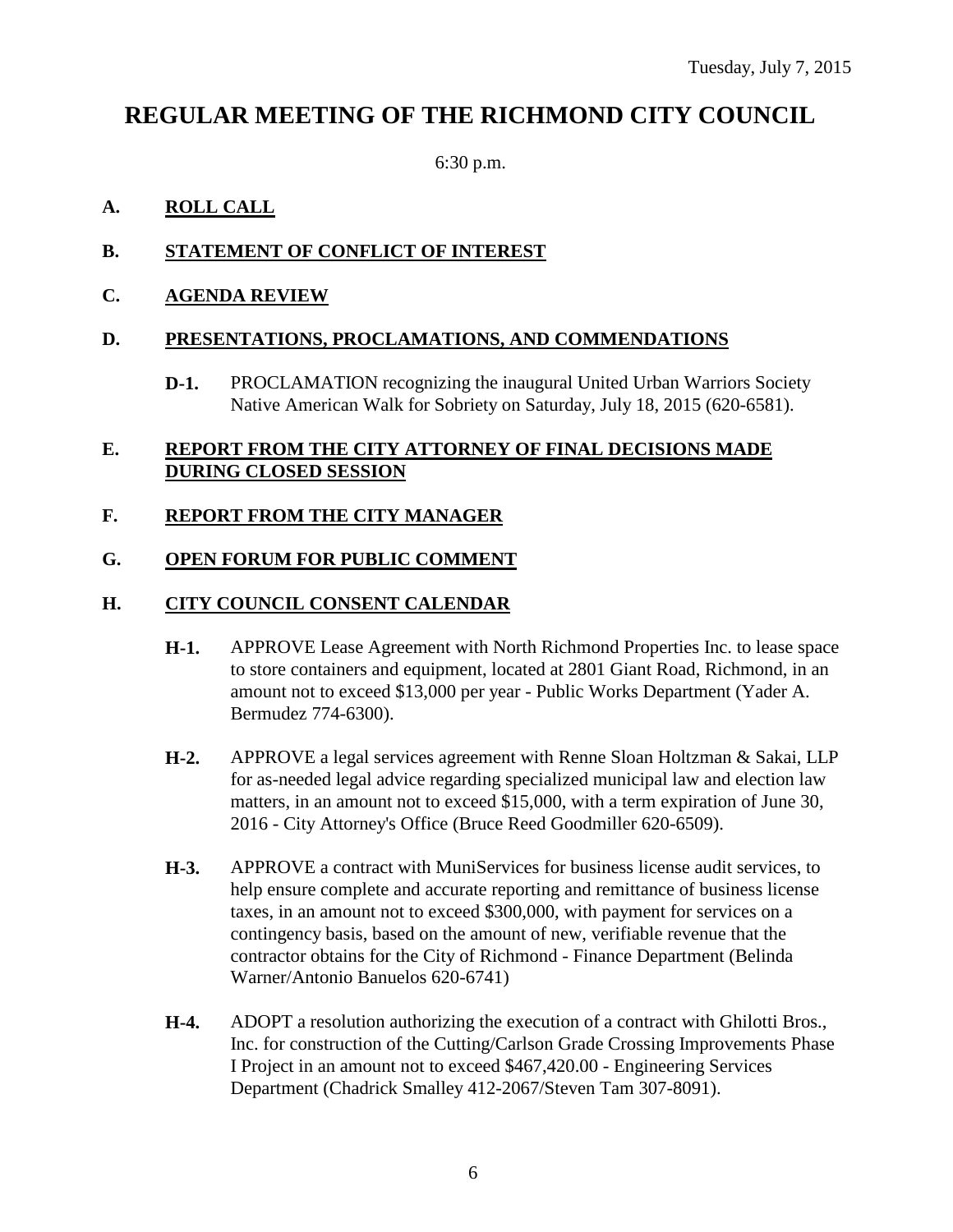Tuesday, July 7, 2015

# REGULAR MEETING OF THE RICHMOND CITY COUNCIL

6:30 p.m.

## A. ROLL CALL

## B. STATEMENT OF CONFLICT OF INTEREST

## C. AGENDA REVIEW

## D. PRESENTATIONS, PROCLAMATIONS, AND COMMENDATIONS

**D-1.** PROCLAMATION recognizing the inaugural United Urban Warriors Society Native American Walk for Sobriety on Saturday, July 18, 2015 (620-6581).

## E. REPORT FROM THE CITY ATTORNEY OF FINAL DECISIONS MADE DURING CLOSED SESSION

## F. REPORT FROM THE CITY MANAGER

## G. OPEN FORUM FOR PUBLIC COMMENT

## H. CITY COUNCIL CONSENT CALENDAR

**H-1.** APPROVE Lease Agreement with North Richmond Properties Inc. to lease space to store containers and equipment, located at 2801 Giant Road, Richmond, in an amount not to exceed $13,000 per year - Public Works Department (Yader A. Bermudez 774-6300).

**H-2.** APPROVE a legal services agreement with Renne Sloan Holtzman & Sakai, LLP for as-needed legal advice regarding specialized municipal law and election law matters, in an amount not to exceed $15,000, with a term expiration of June 30, 2016 - City Attorney's Office (Bruce Reed Goodmiller 620-6509).

**H-3.** APPROVE a contract with MuniServices for business license audit services, to help ensure complete and accurate reporting and remittance of business license taxes, in an amount not to exceed $300,000, with payment for services on a contingency basis, based on the amount of new, verifiable revenue that the contractor obtains for the City of Richmond - Finance Department (Belinda Warner/Antonio Banuelos 620-6741)

**H-4.** ADOPT a resolution authorizing the execution of a contract with Ghilotti Bros., Inc. for construction of the Cutting/Carlson Grade Crossing Improvements Phase I Project in an amount not to exceed $467,420.00 - Engineering Services Department (Chadrick Smalley 412-2067/Steven Tam 307-8091).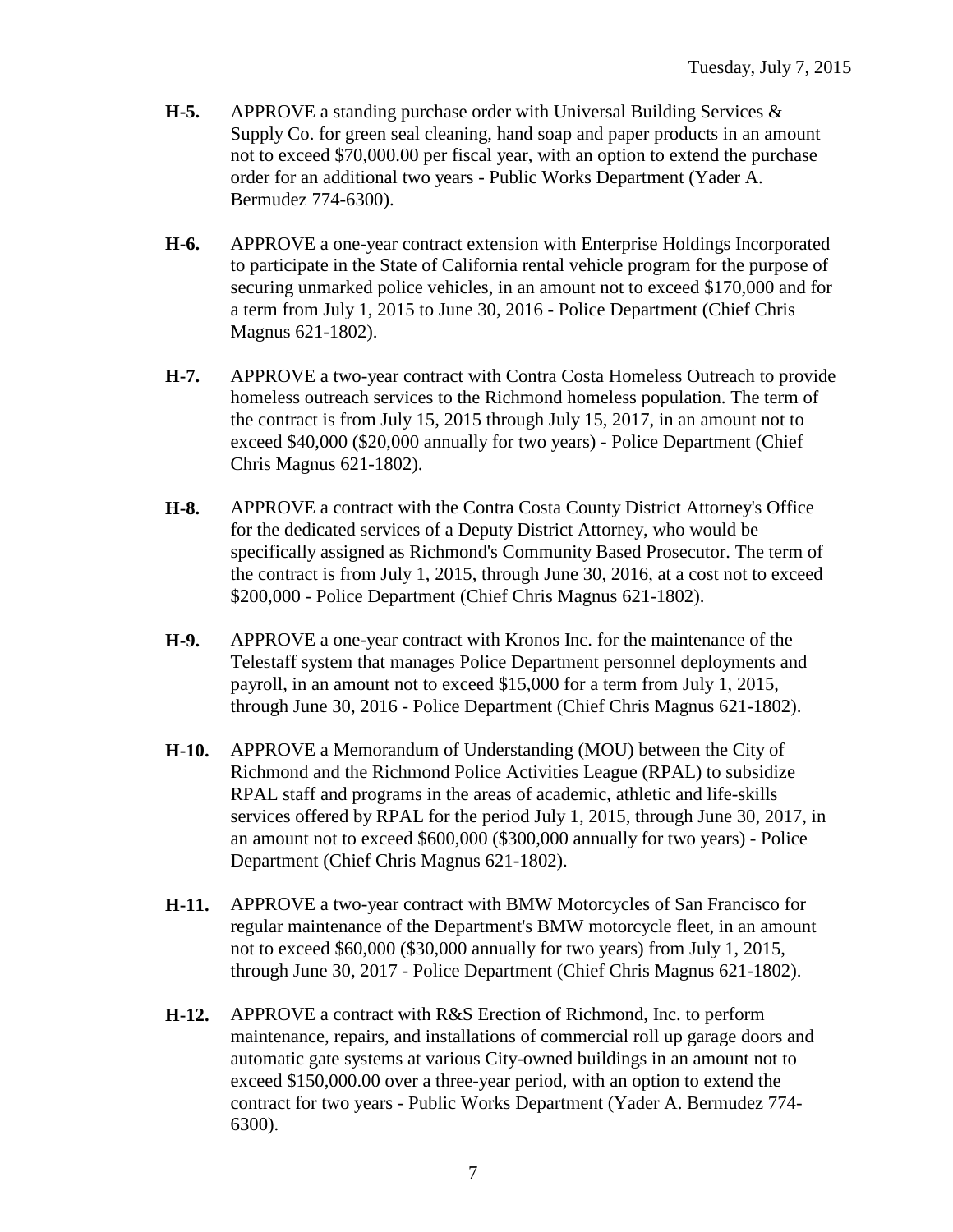**H-5.** APPROVE a standing purchase order with Universal Building Services & Supply Co. for green seal cleaning, hand soap and paper products in an amount not to exceed $70,000.00 per fiscal year, with an option to extend the purchase order for an additional two years - Public Works Department (Yader A. Bermudez 774-6300).

**H-6.** APPROVE a one-year contract extension with Enterprise Holdings Incorporated to participate in the State of California rental vehicle program for the purpose of securing unmarked police vehicles, in an amount not to exceed $170,000 and for a term from July 1, 2015 to June 30, 2016 - Police Department (Chief Chris Magnus 621-1802).

**H-7.** APPROVE a two-year contract with Contra Costa Homeless Outreach to provide homeless outreach services to the Richmond homeless population. The term of the contract is from July 15, 2015 through July 15, 2017, in an amount not to exceed $40,000 ($20,000 annually for two years) - Police Department (Chief Chris Magnus 621-1802).

**H-8.** APPROVE a contract with the Contra Costa County District Attorney's Office for the dedicated services of a Deputy District Attorney, who would be specifically assigned as Richmond's Community Based Prosecutor. The term of the contract is from July 1, 2015, through June 30, 2016, at a cost not to exceed $200,000 - Police Department (Chief Chris Magnus 621-1802).

**H-9.** APPROVE a one-year contract with Kronos Inc. for the maintenance of the Telestaff system that manages Police Department personnel deployments and payroll, in an amount not to exceed $15,000 for a term from July 1, 2015, through June 30, 2016 - Police Department (Chief Chris Magnus 621-1802).

**H-10.** APPROVE a Memorandum of Understanding (MOU) between the City of Richmond and the Richmond Police Activities League (RPAL) to subsidize RPAL staff and programs in the areas of academic, athletic and life-skills services offered by RPAL for the period July 1, 2015, through June 30, 2017, in an amount not to exceed $600,000 ($300,000 annually for two years) - Police Department (Chief Chris Magnus 621-1802).

**H-11.** APPROVE a two-year contract with BMW Motorcycles of San Francisco for regular maintenance of the Department's BMW motorcycle fleet, in an amount not to exceed $60,000 ($30,000 annually for two years) from July 1, 2015, through June 30, 2017 - Police Department (Chief Chris Magnus 621-1802).

**H-12.** APPROVE a contract with R&S Erection of Richmond, Inc. to perform maintenance, repairs, and installations of commercial roll up garage doors and automatic gate systems at various City-owned buildings in an amount not to exceed $150,000.00 over a three-year period, with an option to extend the contract for two years - Public Works Department (Yader A. Bermudez 774-6300).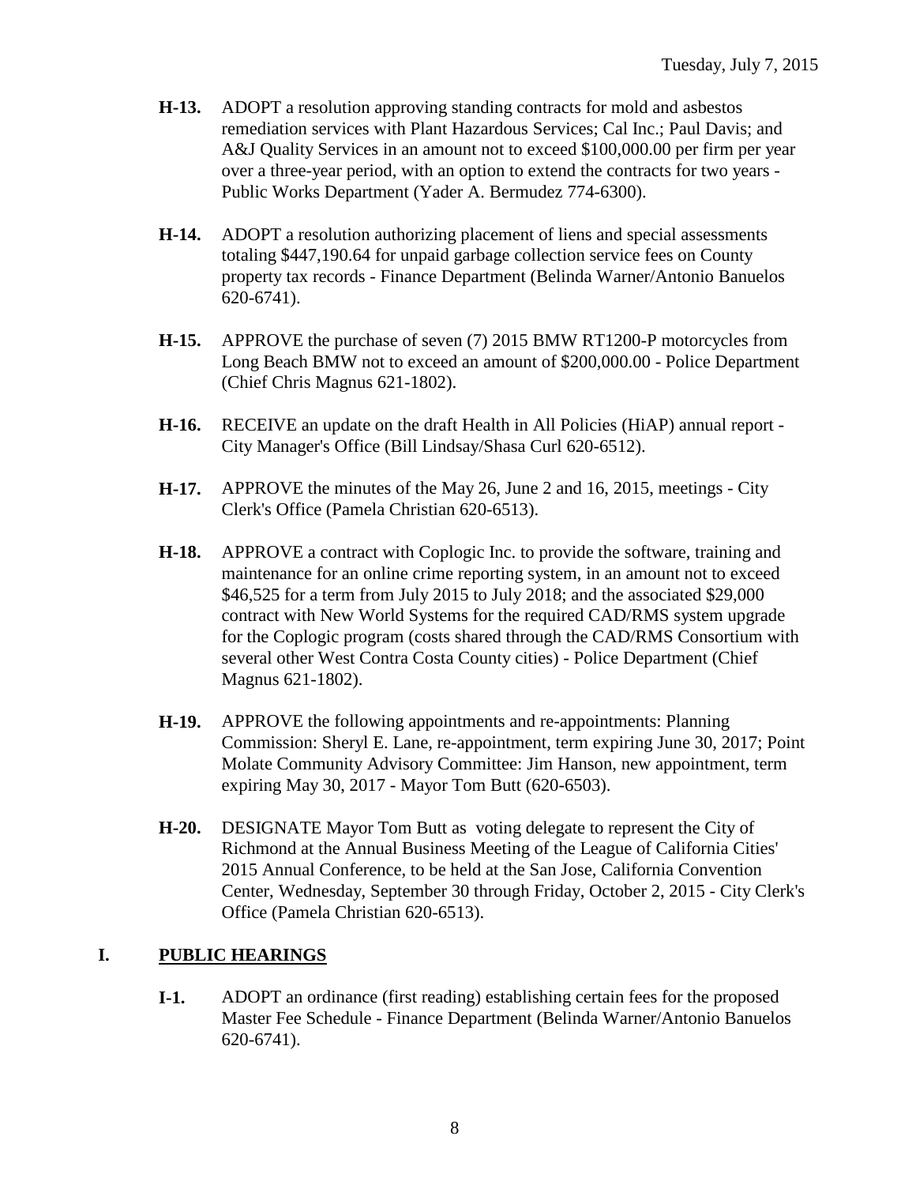- **H-13.** ADOPT a resolution approving standing contracts for mold and asbestos remediation services with Plant Hazardous Services; Cal Inc.; Paul Davis; and A&J Quality Services in an amount not to exceed $100,000.00 per firm per year over a three-year period, with an option to extend the contracts for two years - Public Works Department (Yader A. Bermudez 774-6300).

- **H-14.** ADOPT a resolution authorizing placement of liens and special assessments totaling $447,190.64 for unpaid garbage collection service fees on County property tax records - Finance Department (Belinda Warner/Antonio Banuelos 620-6741).

- **H-15.** APPROVE the purchase of seven (7) 2015 BMW RT1200-P motorcycles from Long Beach BMW not to exceed an amount of $200,000.00 - Police Department (Chief Chris Magnus 621-1802).

- **H-16.** RECEIVE an update on the draft Health in All Policies (HiAP) annual report - City Manager's Office (Bill Lindsay/Shasa Curl 620-6512).

- **H-17.** APPROVE the minutes of the May 26, June 2 and 16, 2015, meetings - City Clerk's Office (Pamela Christian 620-6513).

- **H-18.** APPROVE a contract with Coplogic Inc. to provide the software, training and maintenance for an online crime reporting system, in an amount not to exceed $46,525 for a term from July 2015 to July 2018; and the associated $29,000 contract with New World Systems for the required CAD/RMS system upgrade for the Coplogic program (costs shared through the CAD/RMS Consortium with several other West Contra Costa County cities) - Police Department (Chief Magnus 621-1802).

- **H-19.** APPROVE the following appointments and re-appointments: Planning Commission: Sheryl E. Lane, re-appointment, term expiring June 30, 2017; Point Molate Community Advisory Committee: Jim Hanson, new appointment, term expiring May 30, 2017 - Mayor Tom Butt (620-6503).

- **H-20.** DESIGNATE Mayor Tom Butt as voting delegate to represent the City of Richmond at the Annual Business Meeting of the League of California Cities' 2015 Annual Conference, to be held at the San Jose, California Convention Center, Wednesday, September 30 through Friday, October 2, 2015 - City Clerk's Office (Pamela Christian 620-6513).

## I. PUBLIC HEARINGS

- **I-1.** ADOPT an ordinance (first reading) establishing certain fees for the proposed Master Fee Schedule - Finance Department (Belinda Warner/Antonio Banuelos 620-6741).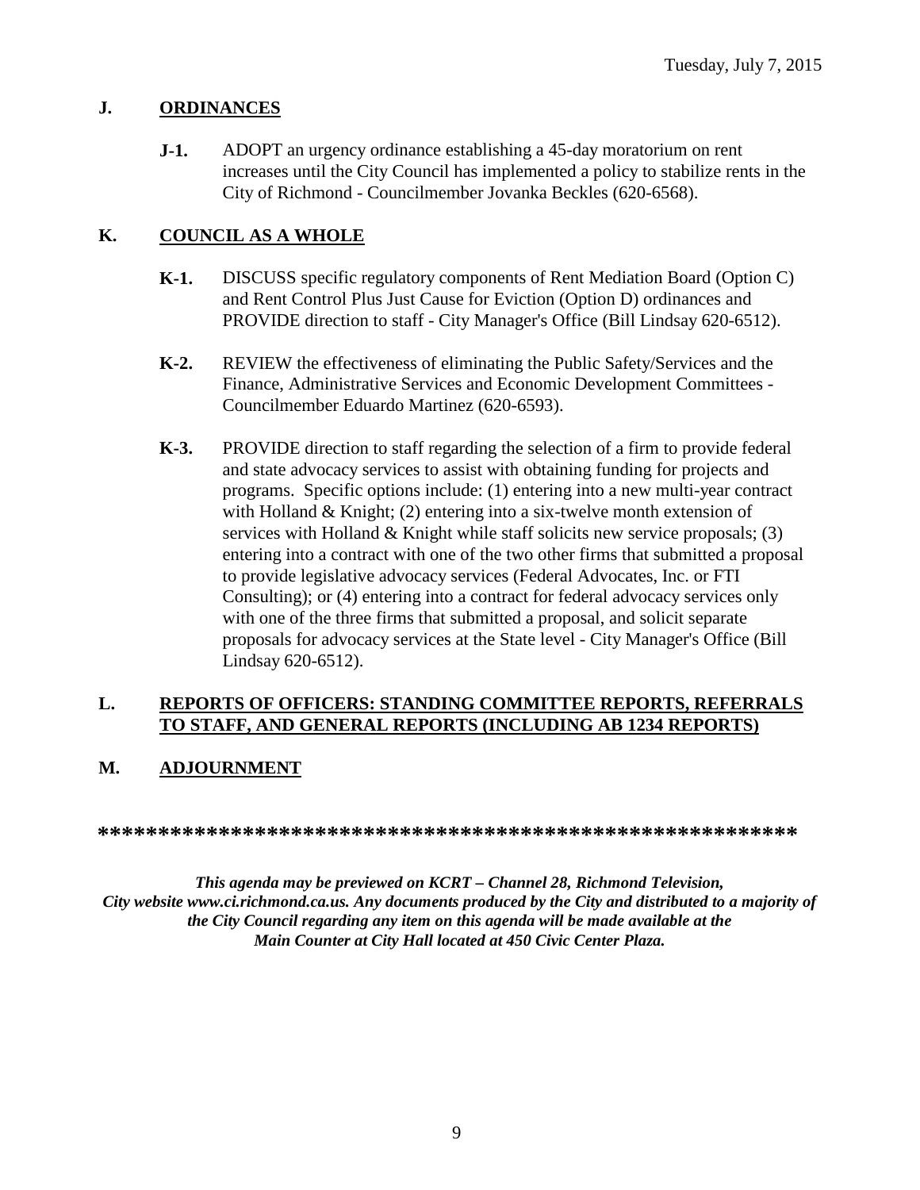## J. ORDINANCES

**J-1.** ADOPT an urgency ordinance establishing a 45-day moratorium on rent increases until the City Council has implemented a policy to stabilize rents in the City of Richmond - Councilmember Jovanka Beckles (620-6568).

## K. COUNCIL AS A WHOLE

**K-1.** DISCUSS specific regulatory components of Rent Mediation Board (Option C) and Rent Control Plus Just Cause for Eviction (Option D) ordinances and PROVIDE direction to staff - City Manager's Office (Bill Lindsay 620-6512).

**K-2.** REVIEW the effectiveness of eliminating the Public Safety/Services and the Finance, Administrative Services and Economic Development Committees - Councilmember Eduardo Martinez (620-6593).

**K-3.** PROVIDE direction to staff regarding the selection of a firm to provide federal and state advocacy services to assist with obtaining funding for projects and programs. Specific options include: (1) entering into a new multi-year contract with Holland & Knight; (2) entering into a six-twelve month extension of services with Holland & Knight while staff solicits new service proposals; (3) entering into a contract with one of the two other firms that submitted a proposal to provide legislative advocacy services (Federal Advocates, Inc. or FTI Consulting); or (4) entering into a contract for federal advocacy services only with one of the three firms that submitted a proposal, and solicit separate proposals for advocacy services at the State level - City Manager's Office (Bill Lindsay 620-6512).

## L. REPORTS OF OFFICERS: STANDING COMMITTEE REPORTS, REFERRALS TO STAFF, AND GENERAL REPORTS (INCLUDING AB 1234 REPORTS)

## M. ADJOURNMENT

**\*\*\*\*\*\*\*\*\*\*\*\*\*\*\*\*\*\*\*\*\*\*\*\*\*\*\*\*\*\*\*\*\*\*\*\*\*\*\*\*\*\*\*\*\*\*\*\*\*\*\*\*\*\*\*\*\*\*\***

***This agenda may be previewed on KCRT – Channel 28, Richmond Television, City website www.ci.richmond.ca.us. Any documents produced by the City and distributed to a majority of the City Council regarding any item on this agenda will be made available at the Main Counter at City Hall located at 450 Civic Center Plaza.***